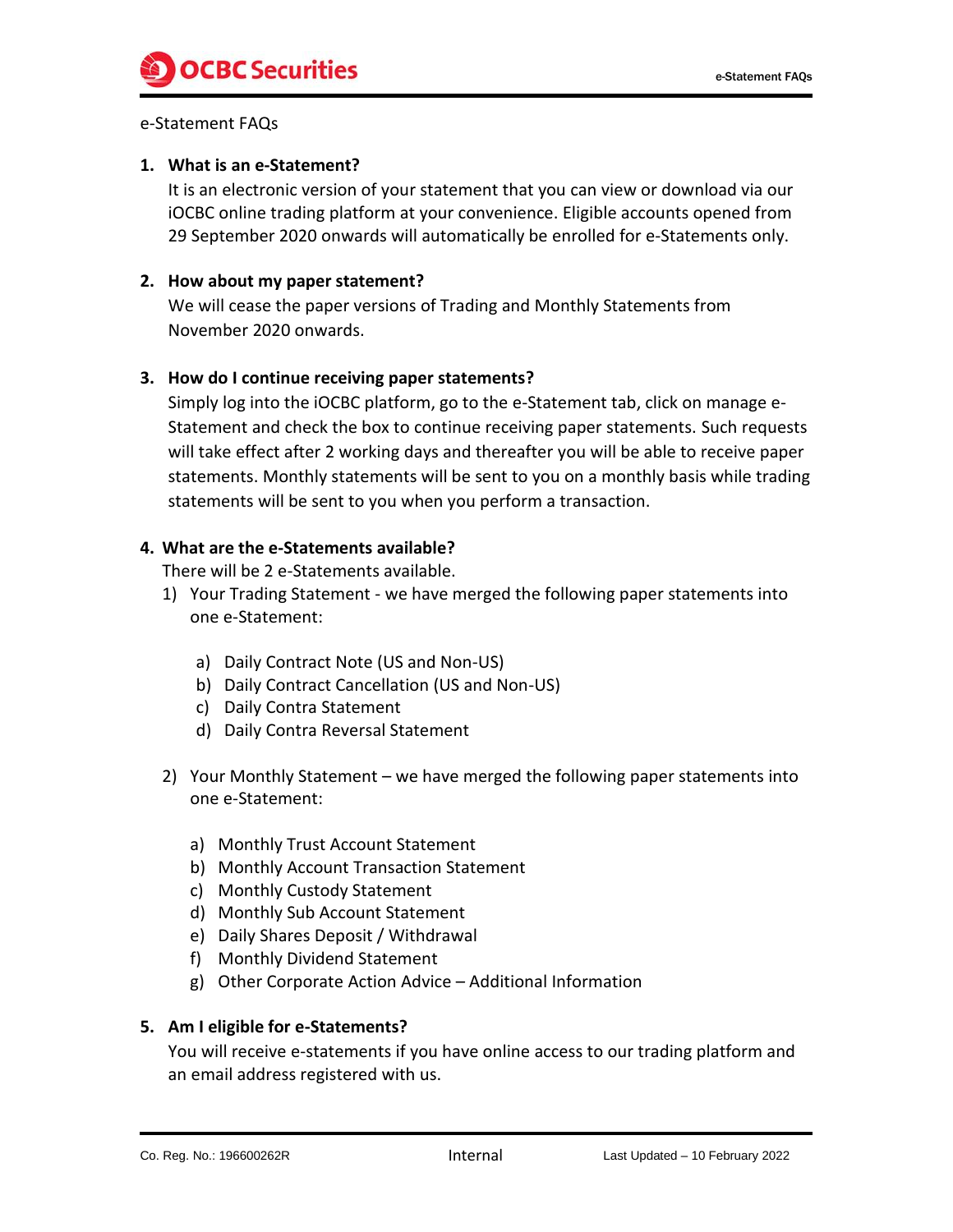e-Statement FAQs

**1. What is an e-Statement?**

It is an electronic version of your statement that you can view or download via our iOCBC online trading platform at your convenience. Eligible accounts opened from 29 September 2020 onwards will automatically be enrolled for e-Statements only.

**2. How about my paper statement?**

We will cease the paper versions of Trading and Monthly Statements from November 2020 onwards.

**3. How do I continue receiving paper statements?**

Simply log into the iOCBC platform, go to the e-Statement tab, click on manage e-Statement and check the box to continue receiving paper statements. Such requests will take effect after 2 working days and thereafter you will be able to receive paper statements. Monthly statements will be sent to you on a monthly basis while trading statements will be sent to you when you perform a transaction.

**4. What are the e-Statements available?**

There will be 2 e-Statements available.

1) Your Trading Statement - we have merged the following paper statements into one e-Statement:

   a) Daily Contract Note (US and Non-US)
   b) Daily Contract Cancellation (US and Non-US)
   c) Daily Contra Statement
   d) Daily Contra Reversal Statement

2) Your Monthly Statement – we have merged the following paper statements into one e-Statement:

   a) Monthly Trust Account Statement
   b) Monthly Account Transaction Statement
   c) Monthly Custody Statement
   d) Monthly Sub Account Statement
   e) Daily Shares Deposit / Withdrawal
   f) Monthly Dividend Statement
   g) Other Corporate Action Advice – Additional Information

**5. Am I eligible for e-Statements?**

You will receive e-statements if you have online access to our trading platform and an email address registered with us.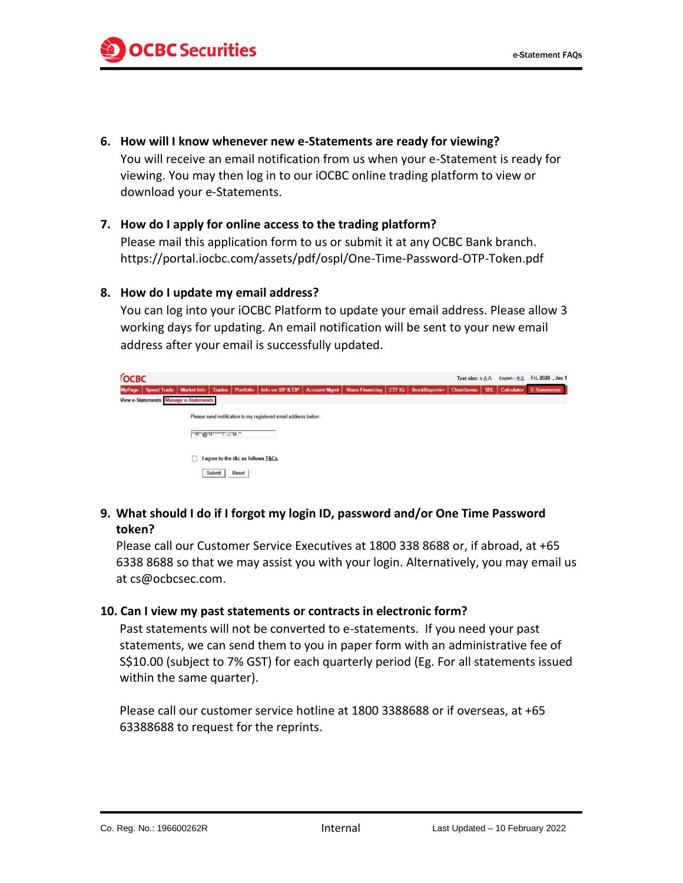6. **How will I know whenever new e-Statements are ready for viewing?**
   You will receive an email notification from us when your e-Statement is ready for viewing. You may then log in to our iOCBC online trading platform to view or download your e-Statements.

7. **How do I apply for online access to the trading platform?**
   Please mail this application form to us or submit it at any OCBC Bank branch.
   https://portal.iocbc.com/assets/pdf/ospl/One-Time-Password-OTP-Token.pdf

8. **How do I update my email address?**
   You can log into your iOCBC Platform to update your email address. Please allow 3 working days for updating. An email notification will be sent to your new email address after your email is successfully updated.

9. **What should I do if I forgot my login ID, password and/or One Time Password token?**
   Please call our Customer Service Executives at 1800 338 8688 or, if abroad, at +65 6338 8688 so that we may assist you with your login. Alternatively, you may email us at cs@ocbcsec.com.

10. **Can I view my past statements or contracts in electronic form?**
    Past statements will not be converted to e-statements. If you need your past statements, we can send them to you in paper form with an administrative fee of S$10.00 (subject to 7% GST) for each quarterly period (Eg. For all statements issued within the same quarter).

    Please call our customer service hotline at 1800 3388688 or if overseas, at +65 63388688 to request for the reprints.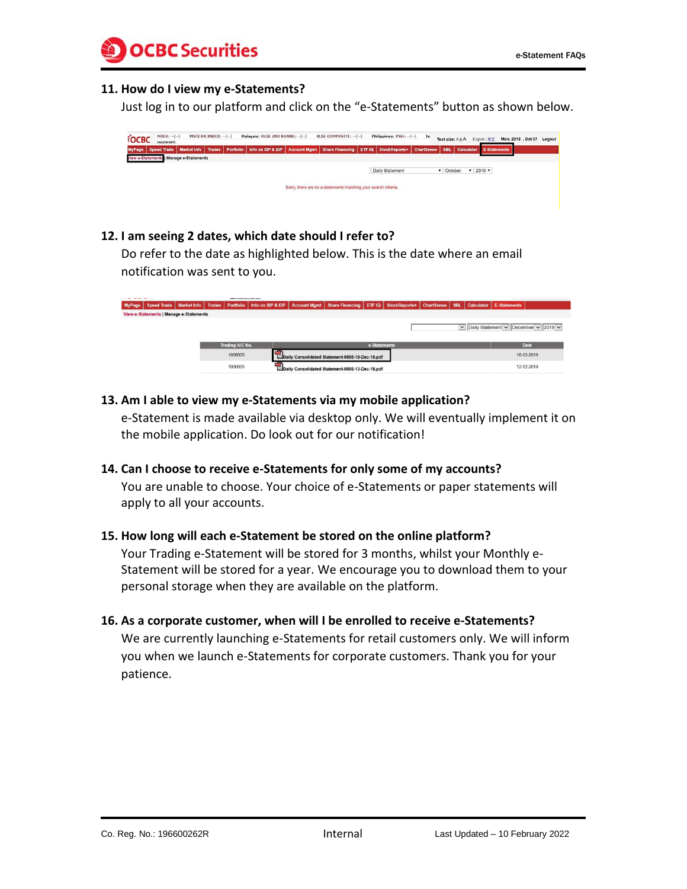**11. How do I view my e-Statements?**

Just log in to our platform and click on the "e-Statements" button as shown below.

**12. I am seeing 2 dates, which date should I refer to?**

Do refer to the date as highlighted below. This is the date where an email notification was sent to you.

**13. Am I able to view my e-Statements via my mobile application?**

e-Statement is made available via desktop only. We will eventually implement it on the mobile application. Do look out for our notification!

**14. Can I choose to receive e-Statements for only some of my accounts?**

You are unable to choose. Your choice of e-Statements or paper statements will apply to all your accounts.

**15. How long will each e-Statement be stored on the online platform?**

Your Trading e-Statement will be stored for 3 months, whilst your Monthly e-Statement will be stored for a year. We encourage you to download them to your personal storage when they are available on the platform.

**16. As a corporate customer, when will I be enrolled to receive e-Statements?**

We are currently launching e-Statements for retail customers only. We will inform you when we launch e-Statements for corporate customers. Thank you for your patience.